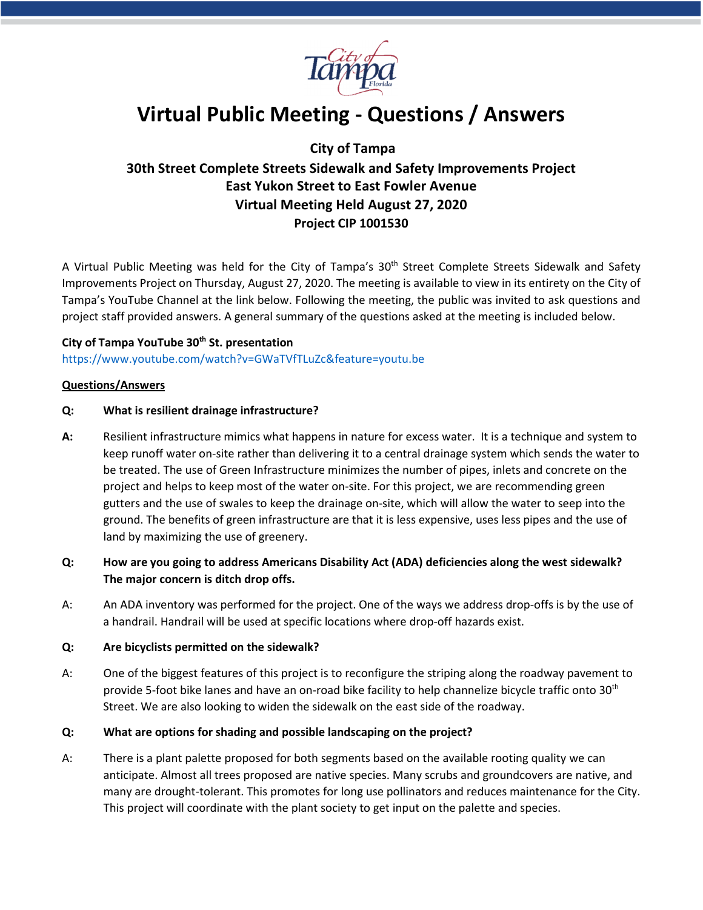# Virtual Public Meeting - Questions / Answers

**City of Tampa**
**30th Street Complete Streets Sidewalk and Safety Improvements Project**
**East Yukon Street to East Fowler Avenue**
**Virtual Meeting Held August 27, 2020**
**Project CIP 1001530**

A Virtual Public Meeting was held for the City of Tampa's 30th Street Complete Streets Sidewalk and Safety Improvements Project on Thursday, August 27, 2020. The meeting is available to view in its entirety on the City of Tampa's YouTube Channel at the link below. Following the meeting, the public was invited to ask questions and project staff provided answers. A general summary of the questions asked at the meeting is included below.

**City of Tampa YouTube 30th St. presentation**
https://www.youtube.com/watch?v=GWaTVfTLuZc&feature=youtu.be

**<u>Questions/Answers</u>**

**Q: What is resilient drainage infrastructure?**

**A:** Resilient infrastructure mimics what happens in nature for excess water. It is a technique and system to keep runoff water on-site rather than delivering it to a central drainage system which sends the water to be treated. The use of Green Infrastructure minimizes the number of pipes, inlets and concrete on the project and helps to keep most of the water on-site. For this project, we are recommending green gutters and the use of swales to keep the drainage on-site, which will allow the water to seep into the ground. The benefits of green infrastructure are that it is less expensive, uses less pipes and the use of land by maximizing the use of greenery.

**Q: How are you going to address Americans Disability Act (ADA) deficiencies along the west sidewalk? The major concern is ditch drop offs.**

A: An ADA inventory was performed for the project. One of the ways we address drop-offs is by the use of a handrail. Handrail will be used at specific locations where drop-off hazards exist.

**Q: Are bicyclists permitted on the sidewalk?**

A: One of the biggest features of this project is to reconfigure the striping along the roadway pavement to provide 5-foot bike lanes and have an on-road bike facility to help channelize bicycle traffic onto 30th Street. We are also looking to widen the sidewalk on the east side of the roadway.

**Q: What are options for shading and possible landscaping on the project?**

A: There is a plant palette proposed for both segments based on the available rooting quality we can anticipate. Almost all trees proposed are native species. Many scrubs and groundcovers are native, and many are drought-tolerant. This promotes for long use pollinators and reduces maintenance for the City. This project will coordinate with the plant society to get input on the palette and species.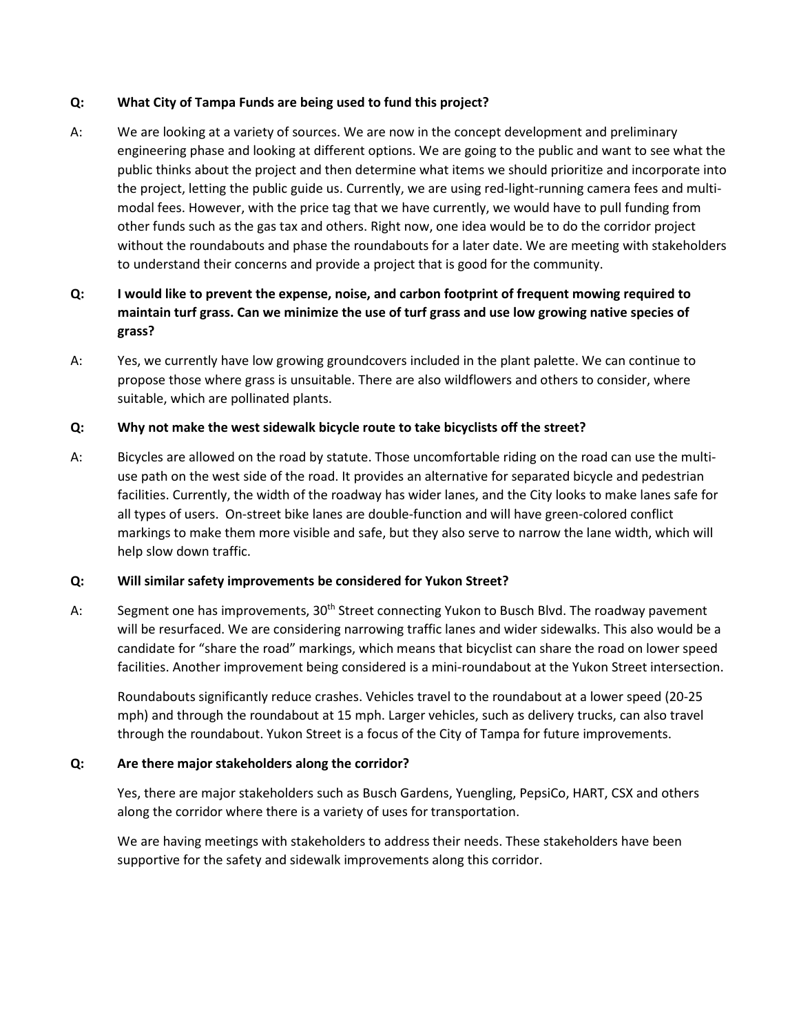**Q: What City of Tampa Funds are being used to fund this project?**

A: We are looking at a variety of sources. We are now in the concept development and preliminary engineering phase and looking at different options. We are going to the public and want to see what the public thinks about the project and then determine what items we should prioritize and incorporate into the project, letting the public guide us. Currently, we are using red-light-running camera fees and multi-modal fees. However, with the price tag that we have currently, we would have to pull funding from other funds such as the gas tax and others. Right now, one idea would be to do the corridor project without the roundabouts and phase the roundabouts for a later date. We are meeting with stakeholders to understand their concerns and provide a project that is good for the community.

**Q: I would like to prevent the expense, noise, and carbon footprint of frequent mowing required to maintain turf grass. Can we minimize the use of turf grass and use low growing native species of grass?**

A: Yes, we currently have low growing groundcovers included in the plant palette. We can continue to propose those where grass is unsuitable. There are also wildflowers and others to consider, where suitable, which are pollinated plants.

**Q: Why not make the west sidewalk bicycle route to take bicyclists off the street?**

A: Bicycles are allowed on the road by statute. Those uncomfortable riding on the road can use the multi-use path on the west side of the road. It provides an alternative for separated bicycle and pedestrian facilities. Currently, the width of the roadway has wider lanes, and the City looks to make lanes safe for all types of users. On-street bike lanes are double-function and will have green-colored conflict markings to make them more visible and safe, but they also serve to narrow the lane width, which will help slow down traffic.

**Q: Will similar safety improvements be considered for Yukon Street?**

A: Segment one has improvements, 30th Street connecting Yukon to Busch Blvd. The roadway pavement will be resurfaced. We are considering narrowing traffic lanes and wider sidewalks. This also would be a candidate for "share the road" markings, which means that bicyclist can share the road on lower speed facilities. Another improvement being considered is a mini-roundabout at the Yukon Street intersection.

Roundabouts significantly reduce crashes. Vehicles travel to the roundabout at a lower speed (20-25 mph) and through the roundabout at 15 mph. Larger vehicles, such as delivery trucks, can also travel through the roundabout. Yukon Street is a focus of the City of Tampa for future improvements.

**Q: Are there major stakeholders along the corridor?**

Yes, there are major stakeholders such as Busch Gardens, Yuengling, PepsiCo, HART, CSX and others along the corridor where there is a variety of uses for transportation.

We are having meetings with stakeholders to address their needs. These stakeholders have been supportive for the safety and sidewalk improvements along this corridor.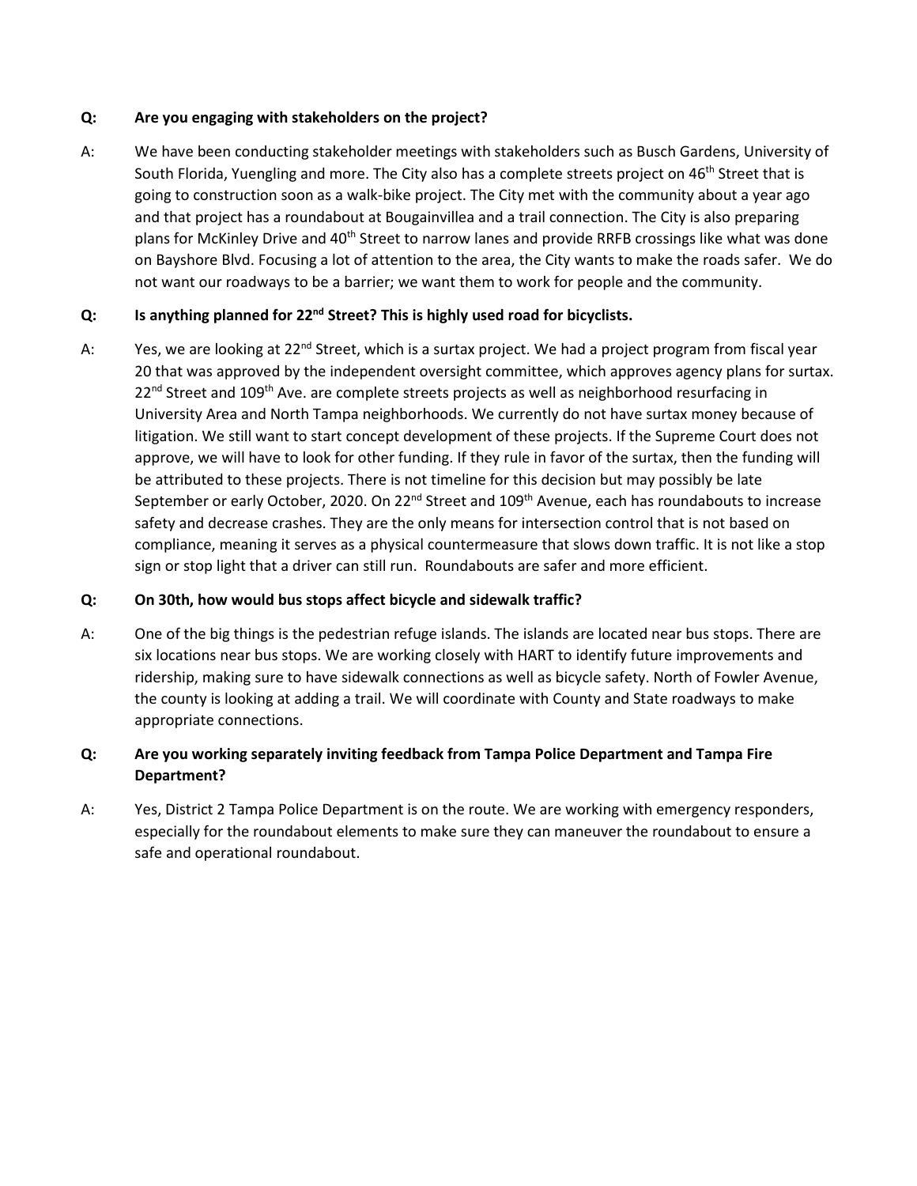**Q: Are you engaging with stakeholders on the project?**

A: We have been conducting stakeholder meetings with stakeholders such as Busch Gardens, University of South Florida, Yuengling and more. The City also has a complete streets project on 46th Street that is going to construction soon as a walk-bike project. The City met with the community about a year ago and that project has a roundabout at Bougainvillea and a trail connection. The City is also preparing plans for McKinley Drive and 40th Street to narrow lanes and provide RRFB crossings like what was done on Bayshore Blvd. Focusing a lot of attention to the area, the City wants to make the roads safer. We do not want our roadways to be a barrier; we want them to work for people and the community.

**Q: Is anything planned for 22nd Street? This is highly used road for bicyclists.**

A: Yes, we are looking at 22nd Street, which is a surtax project. We had a project program from fiscal year 20 that was approved by the independent oversight committee, which approves agency plans for surtax. 22nd Street and 109th Ave. are complete streets projects as well as neighborhood resurfacing in University Area and North Tampa neighborhoods. We currently do not have surtax money because of litigation. We still want to start concept development of these projects. If the Supreme Court does not approve, we will have to look for other funding. If they rule in favor of the surtax, then the funding will be attributed to these projects. There is not timeline for this decision but may possibly be late September or early October, 2020. On 22nd Street and 109th Avenue, each has roundabouts to increase safety and decrease crashes. They are the only means for intersection control that is not based on compliance, meaning it serves as a physical countermeasure that slows down traffic. It is not like a stop sign or stop light that a driver can still run. Roundabouts are safer and more efficient.

**Q: On 30th, how would bus stops affect bicycle and sidewalk traffic?**

A: One of the big things is the pedestrian refuge islands. The islands are located near bus stops. There are six locations near bus stops. We are working closely with HART to identify future improvements and ridership, making sure to have sidewalk connections as well as bicycle safety. North of Fowler Avenue, the county is looking at adding a trail. We will coordinate with County and State roadways to make appropriate connections.

**Q: Are you working separately inviting feedback from Tampa Police Department and Tampa Fire Department?**

A: Yes, District 2 Tampa Police Department is on the route. We are working with emergency responders, especially for the roundabout elements to make sure they can maneuver the roundabout to ensure a safe and operational roundabout.